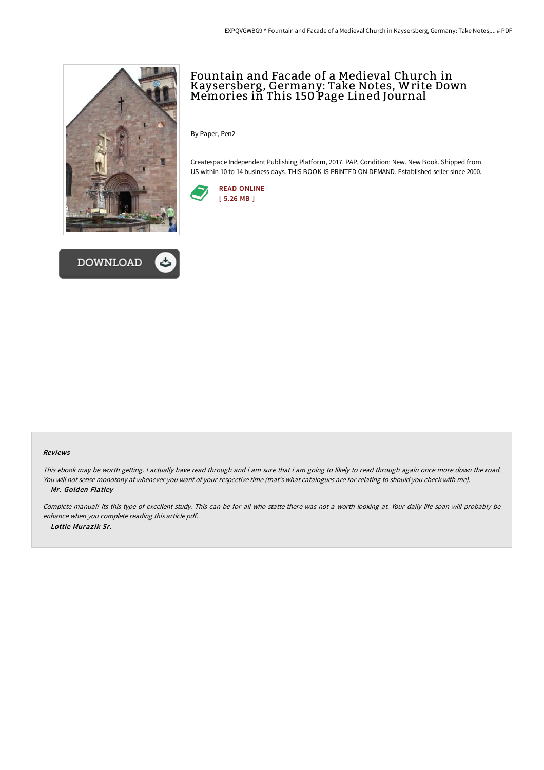# Fountain and Facade of a Medieval Church in Kaysersberg, Germany: Take Notes, Write Down Memories in This 150 Page Lined Journal

By Paper, Pen2

Createspace Independent Publishing Platform, 2017. PAP. Condition: New. New Book. Shipped from US within 10 to 14 business days. THIS BOOK IS PRINTED ON DEMAND. Established seller since 2000.

READ ONLINE
[ 5.26 MB ]

DOWNLOAD

### Reviews

*This ebook may be worth getting. I actually have read through and i am sure that i am going to likely to read through again once more down the road. You will not sense monotony at whenever you want of your respective time (that's what catalogues are for relating to should you check with me).*

*-- **Mr. Golden Flatley***

*Complete manual! Its this type of excellent study. This can be for all who statte there was not a worth looking at. Your daily life span will probably be enhance when you complete reading this article pdf.*

*-- **Lottie Murazik Sr.***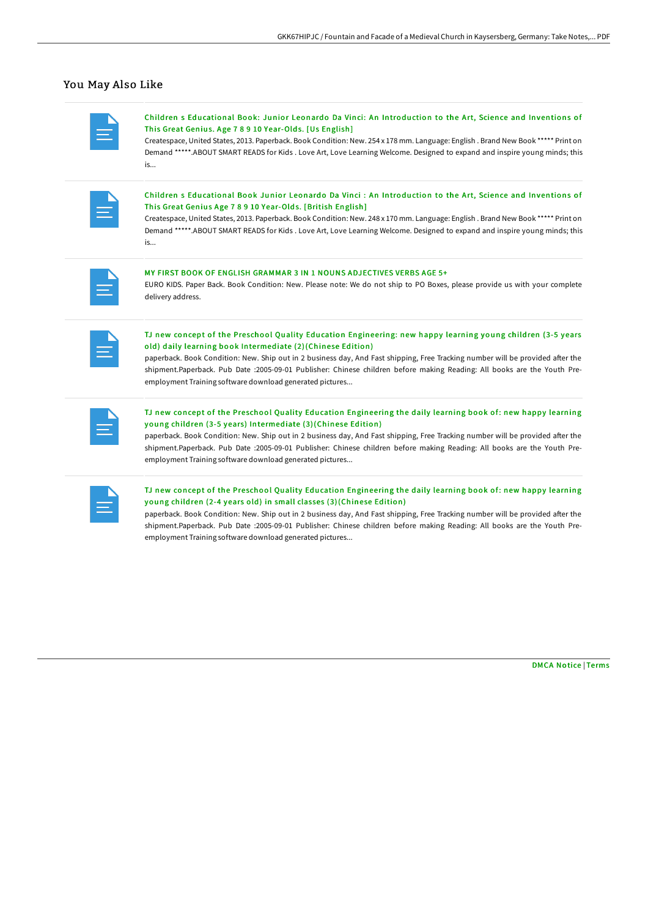## You May Also Like

**Children s Educational Book: Junior Leonardo Da Vinci: An Introduction to the Art, Science and Inventions of This Great Genius. Age 7 8 9 10 Year-Olds. [Us English]**

Createspace, United States, 2013. Paperback. Book Condition: New. 254 x 178 mm. Language: English . Brand New Book ***** Print on Demand *****.ABOUT SMART READS for Kids . Love Art, Love Learning Welcome. Designed to expand and inspire young minds; this is...

**Children s Educational Book Junior Leonardo Da Vinci : An Introduction to the Art, Science and Inventions of This Great Genius Age 7 8 9 10 Year-Olds. [British English]**

Createspace, United States, 2013. Paperback. Book Condition: New. 248 x 170 mm. Language: English . Brand New Book ***** Print on Demand *****.ABOUT SMART READS for Kids . Love Art, Love Learning Welcome. Designed to expand and inspire young minds; this is...

**MY FIRST BOOK OF ENGLISH GRAMMAR 3 IN 1 NOUNS ADJECTIVES VERBS AGE 5+**

EURO KIDS. Paper Back. Book Condition: New. Please note: We do not ship to PO Boxes, please provide us with your complete delivery address.

**TJ new concept of the Preschool Quality Education Engineering: new happy learning young children (3-5 years old) daily learning book Intermediate (2)(Chinese Edition)**

paperback. Book Condition: New. Ship out in 2 business day, And Fast shipping, Free Tracking number will be provided after the shipment.Paperback. Pub Date :2005-09-01 Publisher: Chinese children before making Reading: All books are the Youth Pre-employment Training software download generated pictures...

**TJ new concept of the Preschool Quality Education Engineering the daily learning book of: new happy learning young children (3-5 years) Intermediate (3)(Chinese Edition)**

paperback. Book Condition: New. Ship out in 2 business day, And Fast shipping, Free Tracking number will be provided after the shipment.Paperback. Pub Date :2005-09-01 Publisher: Chinese children before making Reading: All books are the Youth Pre-employment Training software download generated pictures...

**TJ new concept of the Preschool Quality Education Engineering the daily learning book of: new happy learning young children (2-4 years old) in small classes (3)(Chinese Edition)**

paperback. Book Condition: New. Ship out in 2 business day, And Fast shipping, Free Tracking number will be provided after the shipment.Paperback. Pub Date :2005-09-01 Publisher: Chinese children before making Reading: All books are the Youth Pre-employment Training software download generated pictures...